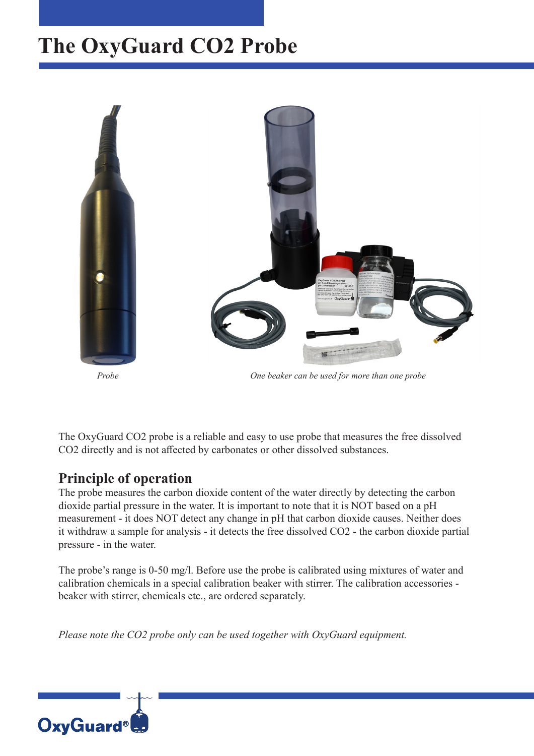# The OxyGuard CO2 Probe

*Probe*

*One beaker can be used for more than one probe*

The OxyGuard CO2 probe is a reliable and easy to use probe that measures the free dissolved CO2 directly and is not affected by carbonates or other dissolved substances.

## Principle of operation

The probe measures the carbon dioxide content of the water directly by detecting the carbon dioxide partial pressure in the water. It is important to note that it is NOT based on a pH measurement - it does NOT detect any change in pH that carbon dioxide causes. Neither does it withdraw a sample for analysis - it detects the free dissolved CO2 - the carbon dioxide partial pressure - in the water.

The probe's range is 0-50 mg/l. Before use the probe is calibrated using mixtures of water and calibration chemicals in a special calibration beaker with stirrer. The calibration accessories - beaker with stirrer, chemicals etc., are ordered separately.

*Please note the CO2 probe only can be used together with OxyGuard equipment.*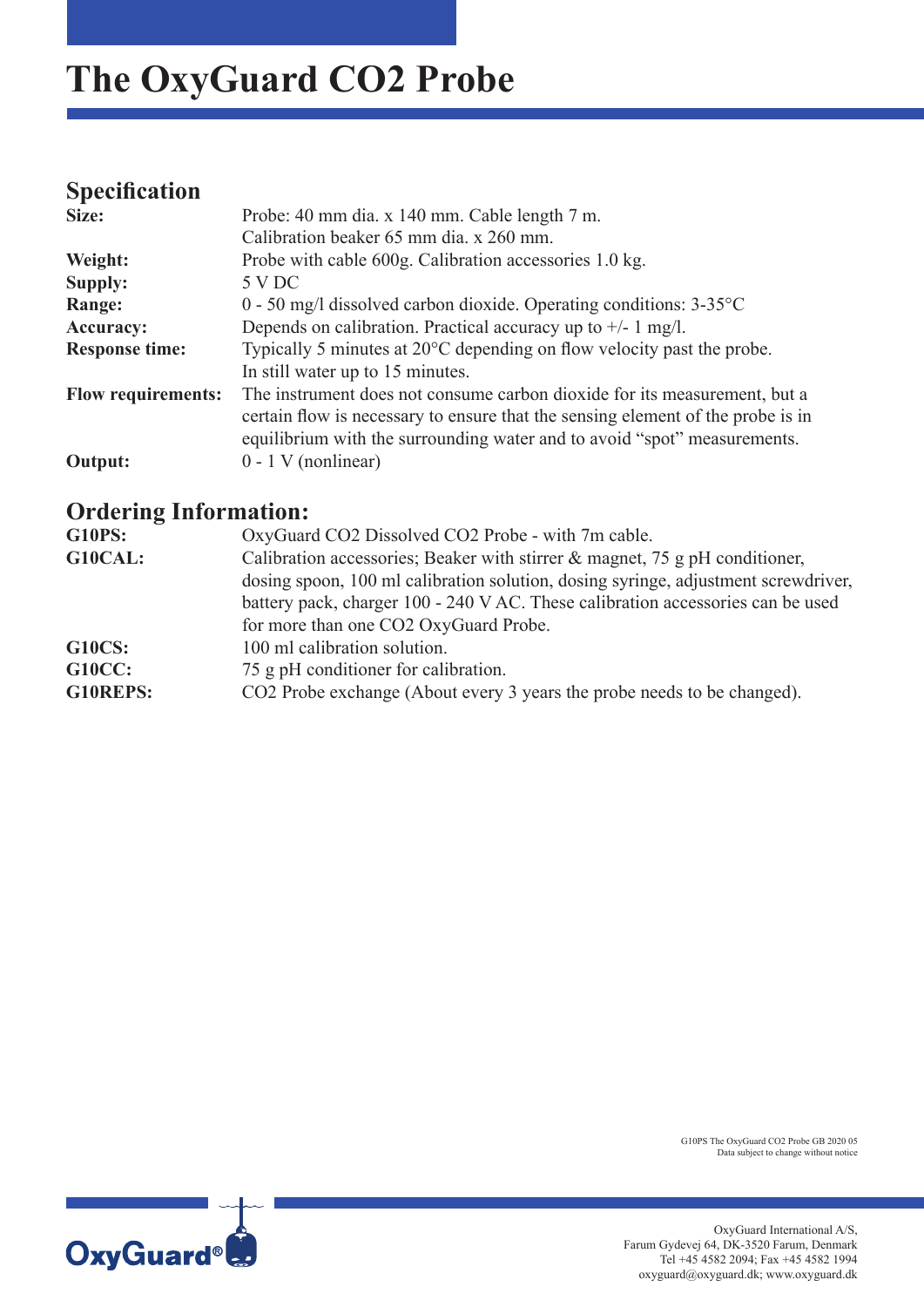# The OxyGuard CO2 Probe

## Specification

| | |
|---|---|
| **Size:** | Probe: 40 mm dia. x 140 mm. Cable length 7 m. Calibration beaker 65 mm dia. x 260 mm. |
| **Weight:** | Probe with cable 600g. Calibration accessories 1.0 kg. |
| **Supply:** | 5 V DC |
| **Range:** | 0 - 50 mg/l dissolved carbon dioxide. Operating conditions: 3-35°C |
| **Accuracy:** | Depends on calibration. Practical accuracy up to +/- 1 mg/l. |
| **Response time:** | Typically 5 minutes at 20°C depending on flow velocity past the probe. In still water up to 15 minutes. |
| **Flow requirements:** | The instrument does not consume carbon dioxide for its measurement, but a certain flow is necessary to ensure that the sensing element of the probe is in equilibrium with the surrounding water and to avoid "spot" measurements. |
| **Output:** | 0 - 1 V (nonlinear) |

## Ordering Information:

| | |
|---|---|
| **G10PS:** | OxyGuard CO2 Dissolved CO2 Probe - with 7m cable. |
| **G10CAL:** | Calibration accessories; Beaker with stirrer & magnet, 75 g pH conditioner, dosing spoon, 100 ml calibration solution, dosing syringe, adjustment screwdriver, battery pack, charger 100 - 240 V AC. These calibration accessories can be used for more than one CO2 OxyGuard Probe. |
| **G10CS:** | 100 ml calibration solution. |
| **G10CC:** | 75 g pH conditioner for calibration. |
| **G10REPS:** | CO2 Probe exchange (About every 3 years the probe needs to be changed). |

G10PS The OxyGuard CO2 Probe GB 2020 05
Data subject to change without notice

OxyGuard®

OxyGuard International A/S,
Farum Gydevej 64, DK-3520 Farum, Denmark
Tel +45 4582 2094; Fax +45 4582 1994
oxyguard@oxyguard.dk; www.oxyguard.dk